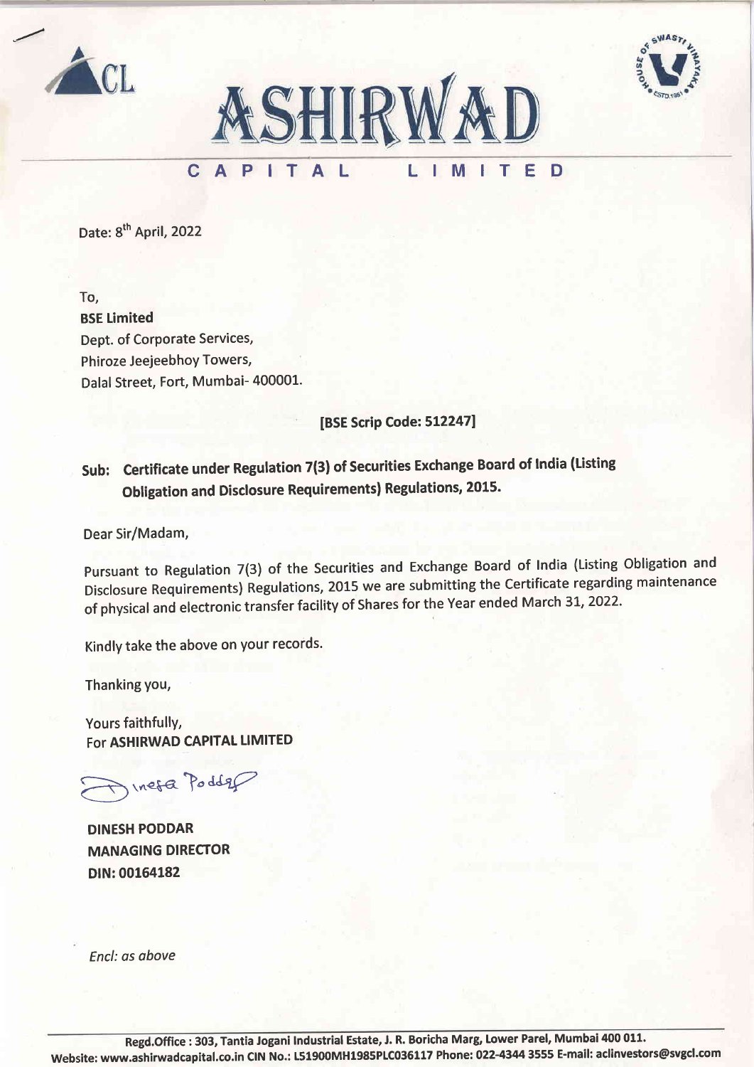# ASHIRWAD CAPITAL LIMITED

Date: 8th April, 2022

To,
**BSE Limited**
Dept. of Corporate Services,
Phiroze Jeejeebhoy Towers,
Dalal Street, Fort, Mumbai- 400001.

**[BSE Scrip Code: 512247]**

**Sub: Certificate under Regulation 7(3) of Securities Exchange Board of India (Listing Obligation and Disclosure Requirements) Regulations, 2015.**

Dear Sir/Madam,

Pursuant to Regulation 7(3) of the Securities and Exchange Board of India (Listing Obligation and Disclosure Requirements) Regulations, 2015 we are submitting the Certificate regarding maintenance of physical and electronic transfer facility of Shares for the Year ended March 31, 2022.

Kindly take the above on your records.

Thanking you,

Yours faithfully,
For **ASHIRWAD CAPITAL LIMITED**

Dinesh Poddar

**DINESH PODDAR**
**MANAGING DIRECTOR**
**DIN: 00164182**

*Encl: as above*

**Regd.Office : 303, Tantia Jogani Industrial Estate, J. R. Boricha Marg, Lower Parel, Mumbai 400 011.**
**Website: www.ashirwadcapital.co.in CIN No.: L51900MH1985PLC036117 Phone: 022-4344 3555 E-mail: aclinvestors@svgcl.com**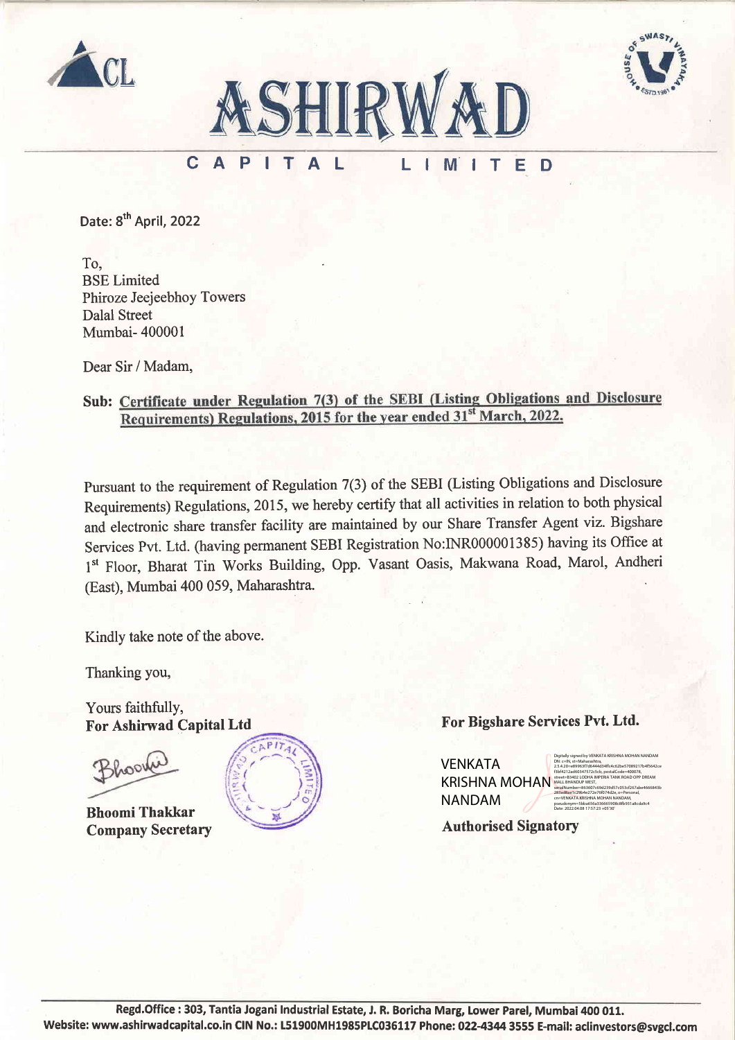# ASHIRWAD

## CAPITAL LIMITED

Date: 8th April, 2022

To,
BSE Limited
Phiroze Jeejeebhoy Towers
Dalal Street
Mumbai- 400001

Dear Sir / Madam,

**Sub: Certificate under Regulation 7(3) of the SEBI (Listing Obligations and Disclosure Requirements) Regulations, 2015 for the year ended 31st March, 2022.**

Pursuant to the requirement of Regulation 7(3) of the SEBI (Listing Obligations and Disclosure Requirements) Regulations, 2015, we hereby certify that all activities in relation to both physical and electronic share transfer facility are maintained by our Share Transfer Agent viz. Bigshare Services Pvt. Ltd. (having permanent SEBI Registration No:INR000001385) having its Office at 1st Floor, Bharat Tin Works Building, Opp. Vasant Oasis, Makwana Road, Marol, Andheri (East), Mumbai 400 059, Maharashtra.

Kindly take note of the above.

Thanking you,

Yours faithfully,
**For Ashirwad Capital Ltd**

**Bhoomi Thakkar**
**Company Secretary**

**For Bigshare Services Pvt. Ltd.**

VENKATA KRISHNA MOHAN NANDAM

**Authorised Signatory**

Regd.Office : 303, Tantia Jogani Industrial Estate, J. R. Boricha Marg, Lower Parel, Mumbai 400 011.
Website: www.ashirwadcapital.co.in CIN No.: L51900MH1985PLC036117 Phone: 022-4344 3555 E-mail: aclinvestors@svgcl.com